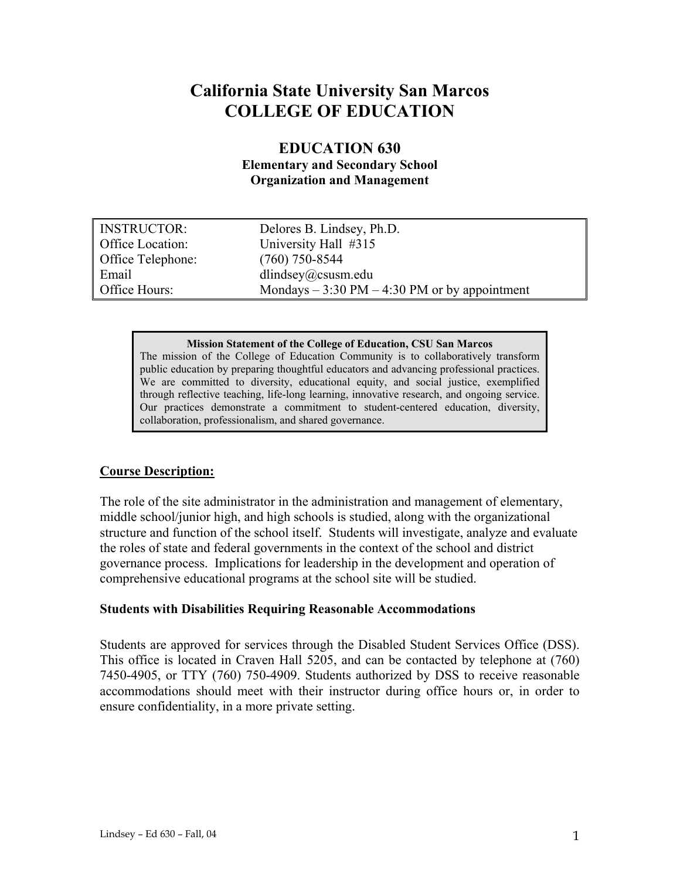# California State University San Marcos
# COLLEGE OF EDUCATION

## EDUCATION 630
### Elementary and Secondary School Organization and Management

| | |
|---|---|
| INSTRUCTOR: | Delores B. Lindsey, Ph.D. |
| Office Location: | University Hall #315 |
| Office Telephone: | (760) 750-8544 |
| Email | dlindsey@csusm.edu |
| Office Hours: | Mondays – 3:30 PM – 4:30 PM or by appointment |

**Mission Statement of the College of Education, CSU San Marcos**

The mission of the College of Education Community is to collaboratively transform public education by preparing thoughtful educators and advancing professional practices. We are committed to diversity, educational equity, and social justice, exemplified through reflective teaching, life-long learning, innovative research, and ongoing service. Our practices demonstrate a commitment to student-centered education, diversity, collaboration, professionalism, and shared governance.

**Course Description:**

The role of the site administrator in the administration and management of elementary, middle school/junior high, and high schools is studied, along with the organizational structure and function of the school itself. Students will investigate, analyze and evaluate the roles of state and federal governments in the context of the school and district governance process. Implications for leadership in the development and operation of comprehensive educational programs at the school site will be studied.

**Students with Disabilities Requiring Reasonable Accommodations**

Students are approved for services through the Disabled Student Services Office (DSS). This office is located in Craven Hall 5205, and can be contacted by telephone at (760) 7450-4905, or TTY (760) 750-4909. Students authorized by DSS to receive reasonable accommodations should meet with their instructor during office hours or, in order to ensure confidentiality, in a more private setting.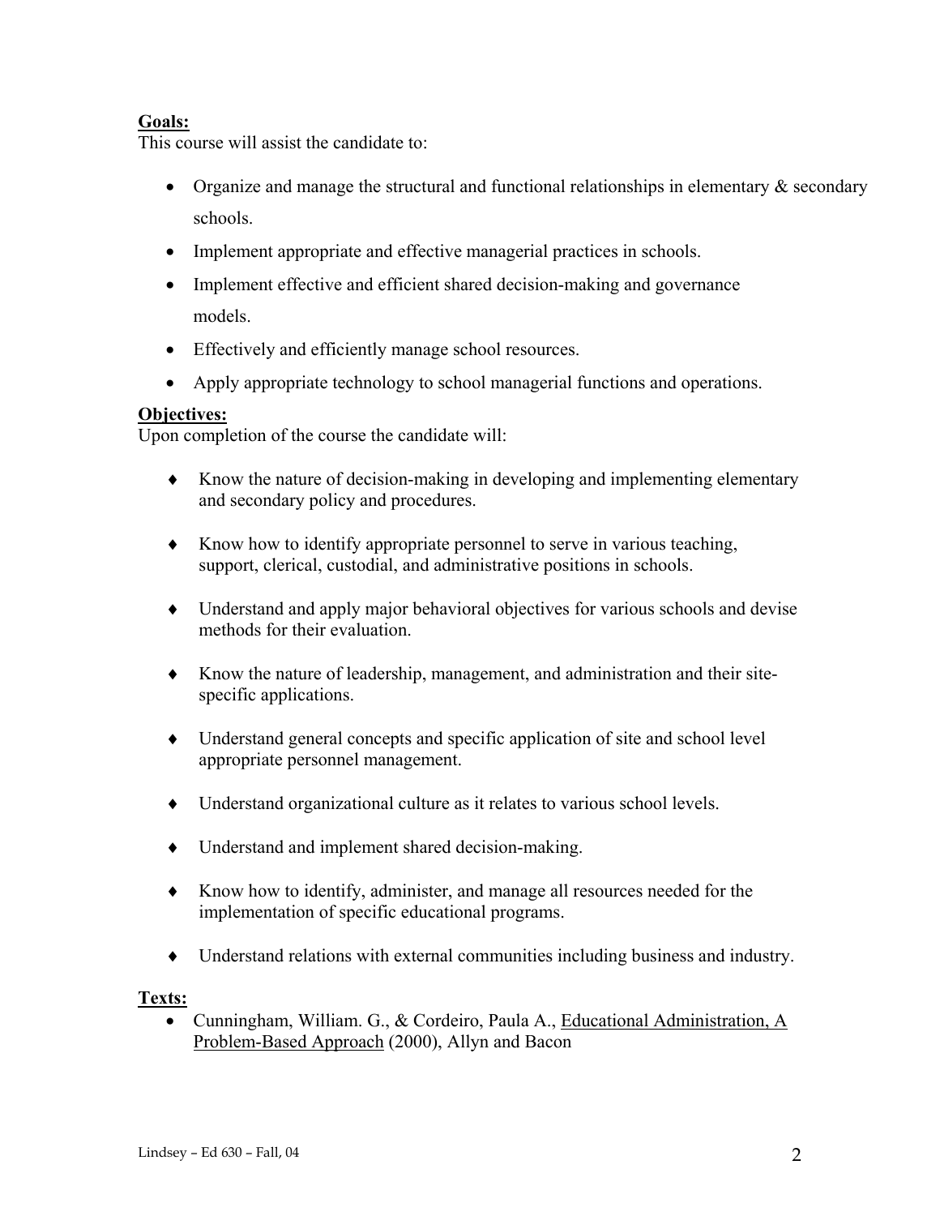**Goals:**

This course will assist the candidate to:

- Organize and manage the structural and functional relationships in elementary & secondary schools.
- Implement appropriate and effective managerial practices in schools.
- Implement effective and efficient shared decision-making and governance models.
- Effectively and efficiently manage school resources.
- Apply appropriate technology to school managerial functions and operations.

**Objectives:**

Upon completion of the course the candidate will:

- Know the nature of decision-making in developing and implementing elementary and secondary policy and procedures.
- Know how to identify appropriate personnel to serve in various teaching, support, clerical, custodial, and administrative positions in schools.
- Understand and apply major behavioral objectives for various schools and devise methods for their evaluation.
- Know the nature of leadership, management, and administration and their site-specific applications.
- Understand general concepts and specific application of site and school level appropriate personnel management.
- Understand organizational culture as it relates to various school levels.
- Understand and implement shared decision-making.
- Know how to identify, administer, and manage all resources needed for the implementation of specific educational programs.
- Understand relations with external communities including business and industry.

**Texts:**

- Cunningham, William. G., & Cordeiro, Paula A., Educational Administration, A Problem-Based Approach (2000), Allyn and Bacon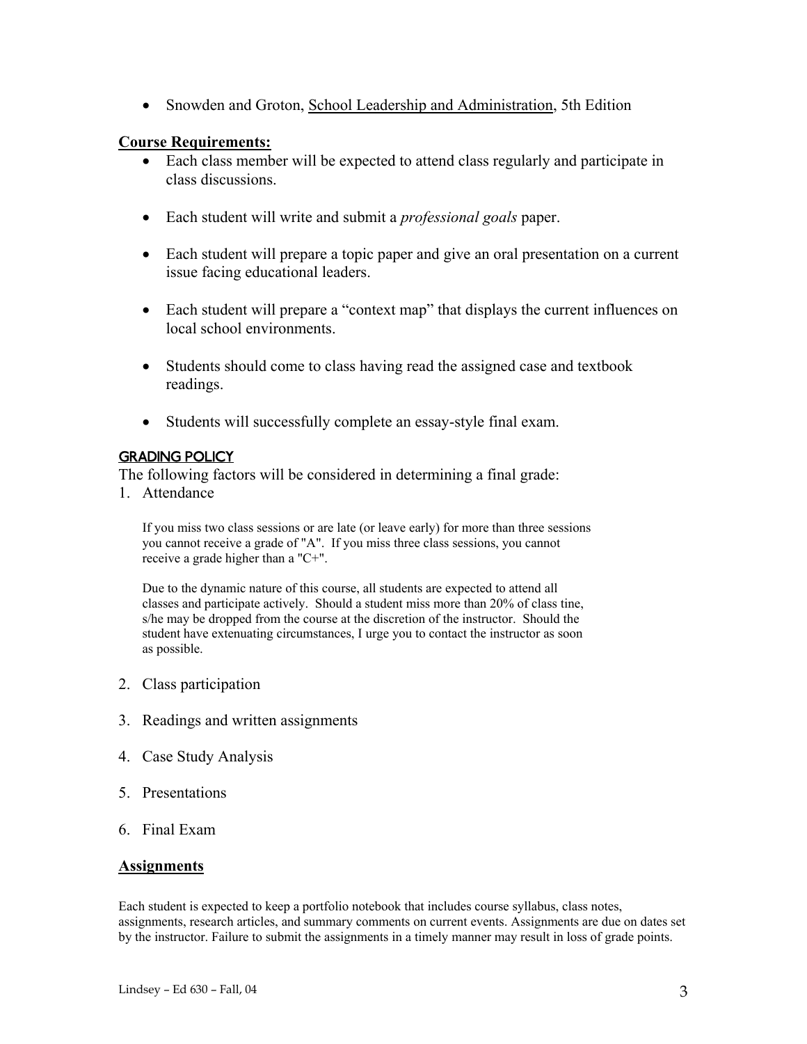- Snowden and Groton, School Leadership and Administration, 5th Edition

## **Course Requirements:**

- Each class member will be expected to attend class regularly and participate in class discussions.
- Each student will write and submit a *professional goals* paper.
- Each student will prepare a topic paper and give an oral presentation on a current issue facing educational leaders.
- Each student will prepare a "context map" that displays the current influences on local school environments.
- Students should come to class having read the assigned case and textbook readings.
- Students will successfully complete an essay-style final exam.

## **GRADING POLICY**

The following factors will be considered in determining a final grade:

1. Attendance

   If you miss two class sessions or are late (or leave early) for more than three sessions you cannot receive a grade of "A". If you miss three class sessions, you cannot receive a grade higher than a "C+".

   Due to the dynamic nature of this course, all students are expected to attend all classes and participate actively. Should a student miss more than 20% of class tine, s/he may be dropped from the course at the discretion of the instructor. Should the student have extenuating circumstances, I urge you to contact the instructor as soon as possible.

2. Class participation
3. Readings and written assignments
4. Case Study Analysis
5. Presentations
6. Final Exam

## **Assignments**

Each student is expected to keep a portfolio notebook that includes course syllabus, class notes, assignments, research articles, and summary comments on current events. Assignments are due on dates set by the instructor. Failure to submit the assignments in a timely manner may result in loss of grade points.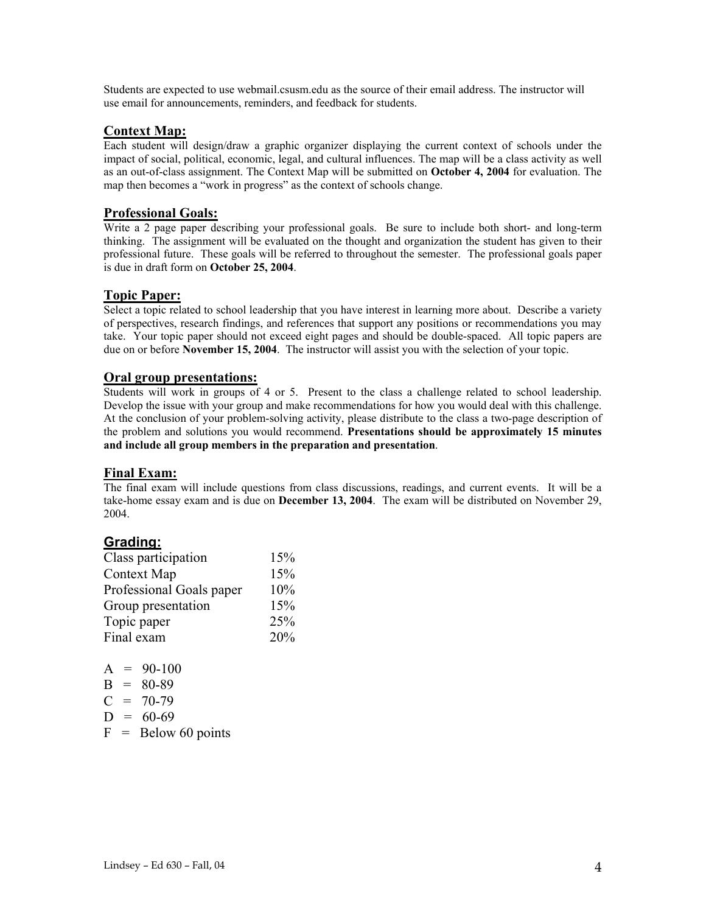Students are expected to use webmail.csusm.edu as the source of their email address. The instructor will use email for announcements, reminders, and feedback for students.

## Context Map:

Each student will design/draw a graphic organizer displaying the current context of schools under the impact of social, political, economic, legal, and cultural influences. The map will be a class activity as well as an out-of-class assignment. The Context Map will be submitted on **October 4, 2004** for evaluation. The map then becomes a "work in progress" as the context of schools change.

## Professional Goals:

Write a 2 page paper describing your professional goals. Be sure to include both short- and long-term thinking. The assignment will be evaluated on the thought and organization the student has given to their professional future. These goals will be referred to throughout the semester. The professional goals paper is due in draft form on **October 25, 2004**.

## Topic Paper:

Select a topic related to school leadership that you have interest in learning more about. Describe a variety of perspectives, research findings, and references that support any positions or recommendations you may take. Your topic paper should not exceed eight pages and should be double-spaced. All topic papers are due on or before **November 15, 2004**. The instructor will assist you with the selection of your topic.

## Oral group presentations:

Students will work in groups of 4 or 5. Present to the class a challenge related to school leadership. Develop the issue with your group and make recommendations for how you would deal with this challenge. At the conclusion of your problem-solving activity, please distribute to the class a two-page description of the problem and solutions you would recommend. **Presentations should be approximately 15 minutes and include all group members in the preparation and presentation**.

## Final Exam:

The final exam will include questions from class discussions, readings, and current events. It will be a take-home essay exam and is due on **December 13, 2004**. The exam will be distributed on November 29, 2004.

## Grading:

| | |
|---|---|
| Class participation | 15% |
| Context Map | 15% |
| Professional Goals paper | 10% |
| Group presentation | 15% |
| Topic paper | 25% |
| Final exam | 20% |

A = 90-100
B = 80-89
C = 70-79
D = 60-69
F = Below 60 points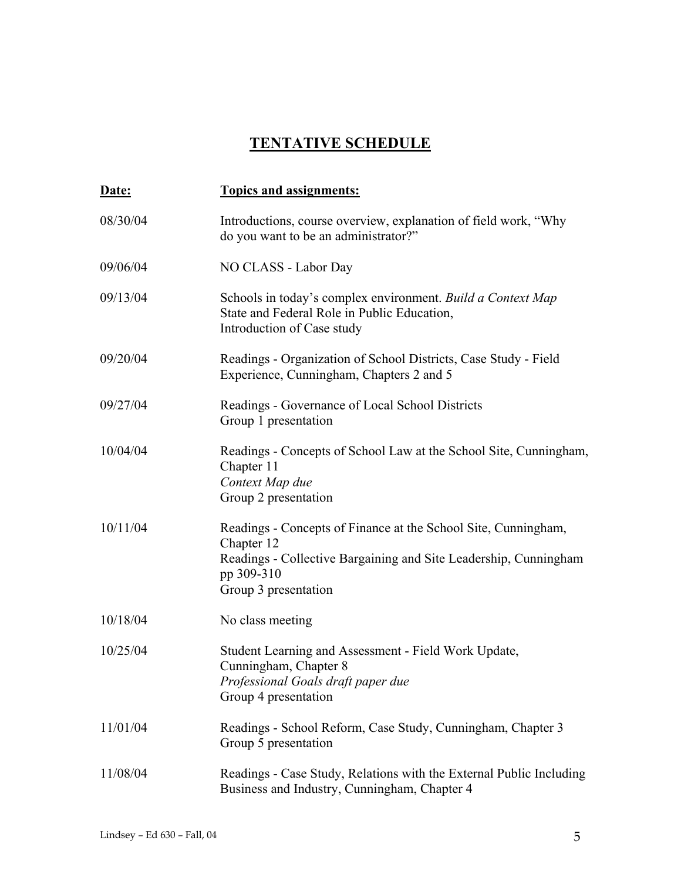## TENTATIVE SCHEDULE

| Date: | Topics and assignments: |
| --- | --- |
| 08/30/04 | Introductions, course overview, explanation of field work, "Why do you want to be an administrator?" |
| 09/06/04 | NO CLASS - Labor Day |
| 09/13/04 | Schools in today's complex environment. *Build a Context Map* State and Federal Role in Public Education, Introduction of Case study |
| 09/20/04 | Readings - Organization of School Districts, Case Study - Field Experience, Cunningham, Chapters 2 and 5 |
| 09/27/04 | Readings - Governance of Local School Districts<br>Group 1 presentation |
| 10/04/04 | Readings - Concepts of School Law at the School Site, Cunningham, Chapter 11<br>*Context Map due*<br>Group 2 presentation |
| 10/11/04 | Readings - Concepts of Finance at the School Site, Cunningham, Chapter 12<br>Readings - Collective Bargaining and Site Leadership, Cunningham pp 309-310<br>Group 3 presentation |
| 10/18/04 | No class meeting |
| 10/25/04 | Student Learning and Assessment - Field Work Update, Cunningham, Chapter 8<br>*Professional Goals draft paper due*<br>Group 4 presentation |
| 11/01/04 | Readings - School Reform, Case Study, Cunningham, Chapter 3<br>Group 5 presentation |
| 11/08/04 | Readings - Case Study, Relations with the External Public Including Business and Industry, Cunningham, Chapter 4 |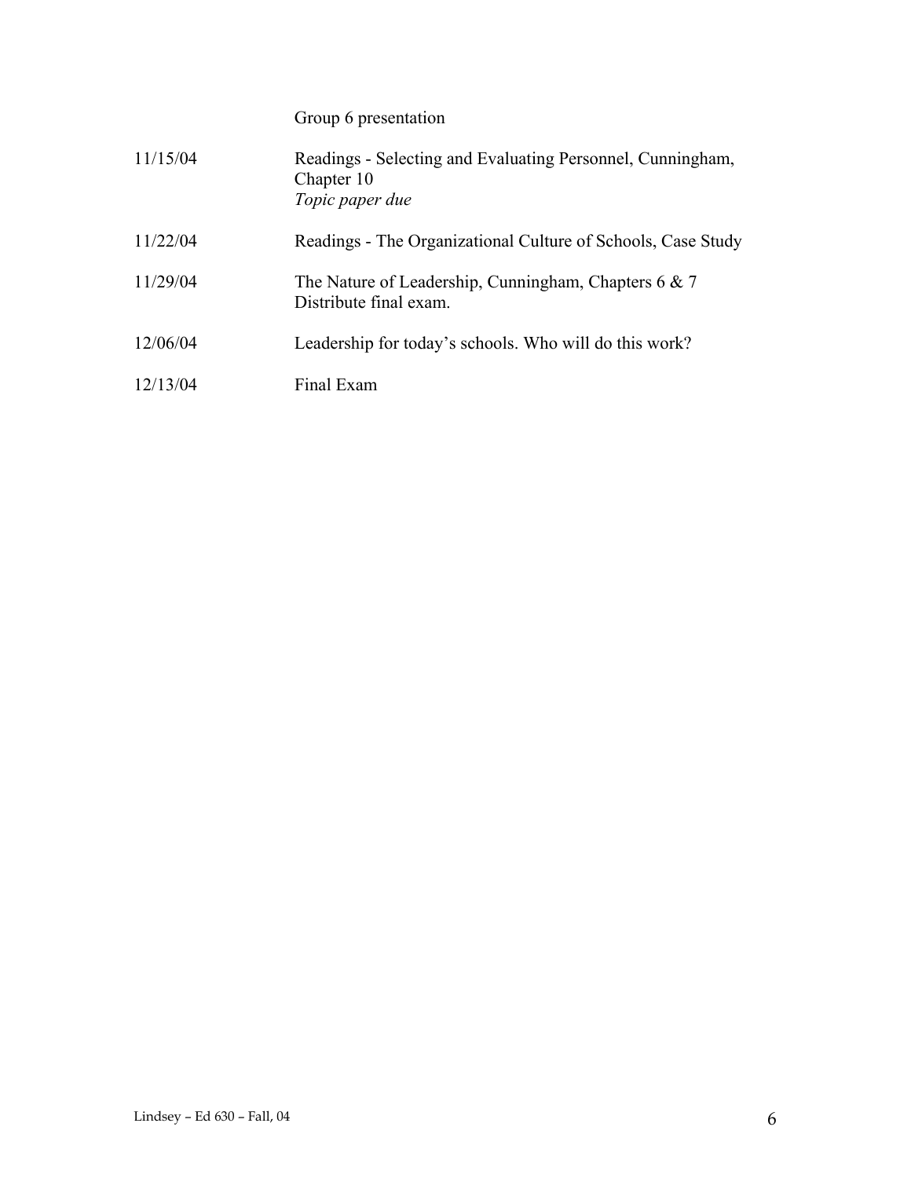| | |
|---|---|
| | Group 6 presentation |
| 11/15/04 | Readings - Selecting and Evaluating Personnel, Cunningham, Chapter 10<br>*Topic paper due* |
| 11/22/04 | Readings - The Organizational Culture of Schools, Case Study |
| 11/29/04 | The Nature of Leadership, Cunningham, Chapters 6 & 7<br>Distribute final exam. |
| 12/06/04 | Leadership for today's schools. Who will do this work? |
| 12/13/04 | Final Exam |